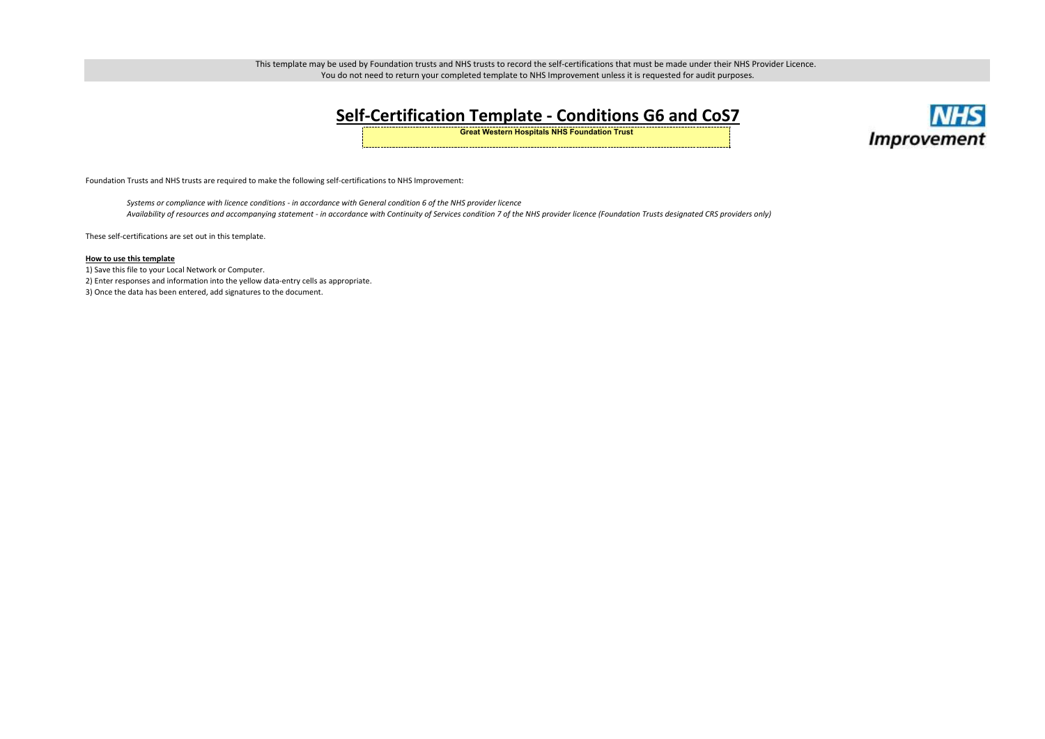This template may be used by Foundation trusts and NHS trusts to record the self-certifications that must be made under their NHS Provider Licence.
You do not need to return your completed template to NHS Improvement unless it is requested for audit purposes.

# Self-Certification Template - Conditions G6 and CoS7

**Great Western Hospitals NHS Foundation Trust**

NHS Improvement

Foundation Trusts and NHS trusts are required to make the following self-certifications to NHS Improvement:

*Systems or compliance with licence conditions - in accordance with General condition 6 of the NHS provider licence*
*Availability of resources and accompanying statement - in accordance with Continuity of Services condition 7 of the NHS provider licence (Foundation Trusts designated CRS providers only)*

These self-certifications are set out in this template.

**How to use this template**

1) Save this file to your Local Network or Computer.
2) Enter responses and information into the yellow data-entry cells as appropriate.
3) Once the data has been entered, add signatures to the document.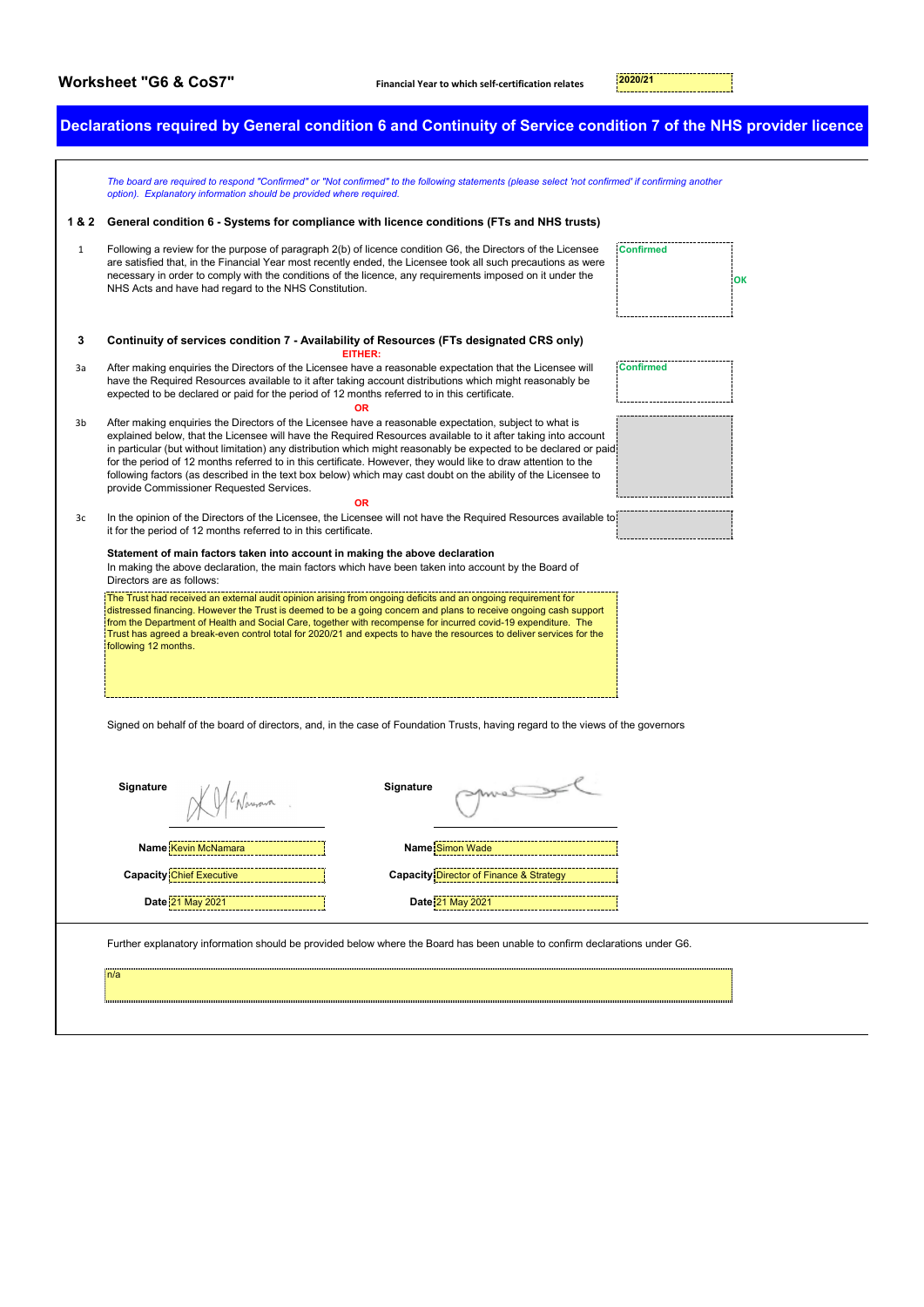**Worksheet "G6 & CoS7"**

**Financial Year to which self-certification relates** 2020/21

## Declarations required by General condition 6 and Continuity of Service condition 7 of the NHS provider licence

*The board are required to respond "Confirmed" or "Not confirmed" to the following statements (please select 'not confirmed' if confirming another option). Explanatory information should be provided where required.*

### 1 & 2 General condition 6 - Systems for compliance with licence conditions (FTs and NHS trusts)

1 Following a review for the purpose of paragraph 2(b) of licence condition G6, the Directors of the Licensee are satisfied that, in the Financial Year most recently ended, the Licensee took all such precautions as were necessary in order to comply with the conditions of the licence, any requirements imposed on it under the NHS Acts and have had regard to the NHS Constitution.

Confirmed

OK

### 3 Continuity of services condition 7 - Availability of Resources (FTs designated CRS only)

**EITHER:**

3a After making enquiries the Directors of the Licensee have a reasonable expectation that the Licensee will have the Required Resources available to it after taking account distributions which might reasonably be expected to be declared or paid for the period of 12 months referred to in this certificate.

Confirmed

**OR**

3b After making enquiries the Directors of the Licensee have a reasonable expectation, subject to what is explained below, that the Licensee will have the Required Resources available to it after taking into account in particular (but without limitation) any distribution which might reasonably be expected to be declared or paid for the period of 12 months referred to in this certificate. However, they would like to draw attention to the following factors (as described in the text box below) which may cast doubt on the ability of the Licensee to provide Commissioner Requested Services.

**OR**

3c In the opinion of the Directors of the Licensee, the Licensee will not have the Required Resources available to it for the period of 12 months referred to in this certificate.

**Statement of main factors taken into account in making the above declaration**

In making the above declaration, the main factors which have been taken into account by the Board of Directors are as follows:

The Trust had received an external audit opinion arising from ongoing deficits and an ongoing requirement for distressed financing. However the Trust is deemed to be a going concern and plans to receive ongoing cash support from the Department of Health and Social Care, together with recompense for incurred covid-19 expenditure. The Trust has agreed a break-even control total for 2020/21 and expects to have the resources to deliver services for the following 12 months.

Signed on behalf of the board of directors, and, in the case of Foundation Trusts, having regard to the views of the governors

| | | | |
|---|---|---|---|
| **Signature** | K McNamara | **Signature** | (signed) |
| **Name** | Kevin McNamara | **Name** | Simon Wade |
| **Capacity** | Chief Executive | **Capacity** | Director of Finance & Strategy |
| **Date** | 21 May 2021 | **Date** | 21 May 2021 |

Further explanatory information should be provided below where the Board has been unable to confirm declarations under G6.

n/a